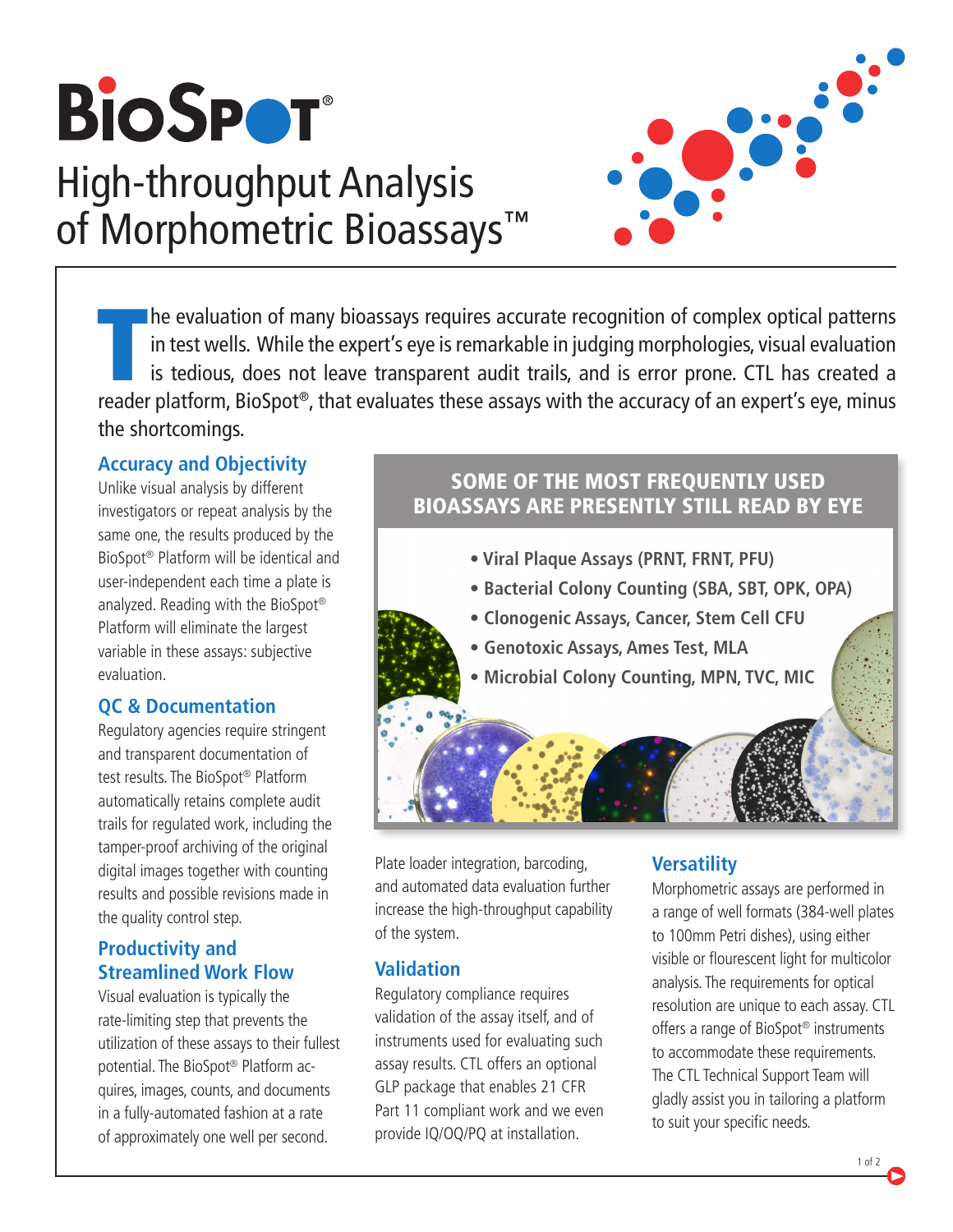# BioSpot®

## High-throughput Analysis of Morphometric Bioassays™

The evaluation of many bioassays requires accurate recognition of complex optical patterns in test wells. While the expert's eye is remarkable in judging morphologies, visual evaluation is tedious, does not leave transparent audit trails, and is error prone. CTL has created a reader platform, BioSpot®, that evaluates these assays with the accuracy of an expert's eye, minus the shortcomings.

### Accuracy and Objectivity

Unlike visual analysis by different investigators or repeat analysis by the same one, the results produced by the BioSpot® Platform will be identical and user-independent each time a plate is analyzed. Reading with the BioSpot® Platform will eliminate the largest variable in these assays: subjective evaluation.

### QC & Documentation

Regulatory agencies require stringent and transparent documentation of test results. The BioSpot® Platform automatically retains complete audit trails for regulated work, including the tamper-proof archiving of the original digital images together with counting results and possible revisions made in the quality control step.

### Productivity and Streamlined Work Flow

Visual evaluation is typically the rate-limiting step that prevents the utilization of these assays to their fullest potential. The BioSpot® Platform acquires, images, counts, and documents in a fully-automated fashion at a rate of approximately one well per second.

**SOME OF THE MOST FREQUENTLY USED BIOASSAYS ARE PRESENTLY STILL READ BY EYE**

- **Viral Plaque Assays (PRNT, FRNT, PFU)**
- **Bacterial Colony Counting (SBA, SBT, OPK, OPA)**
- **Clonogenic Assays, Cancer, Stem Cell CFU**
- **Genotoxic Assays, Ames Test, MLA**
- **Microbial Colony Counting, MPN, TVC, MIC**

Plate loader integration, barcoding, and automated data evaluation further increase the high-throughput capability of the system.

### Validation

Regulatory compliance requires validation of the assay itself, and of instruments used for evaluating such assay results. CTL offers an optional GLP package that enables 21 CFR Part 11 compliant work and we even provide IQ/OQ/PQ at installation.

### Versatility

Morphometric assays are performed in a range of well formats (384-well plates to 100mm Petri dishes), using either visible or flourescent light for multicolor analysis. The requirements for optical resolution are unique to each assay. CTL offers a range of BioSpot® instruments to accommodate these requirements. The CTL Technical Support Team will gladly assist you in tailoring a platform to suit your specific needs.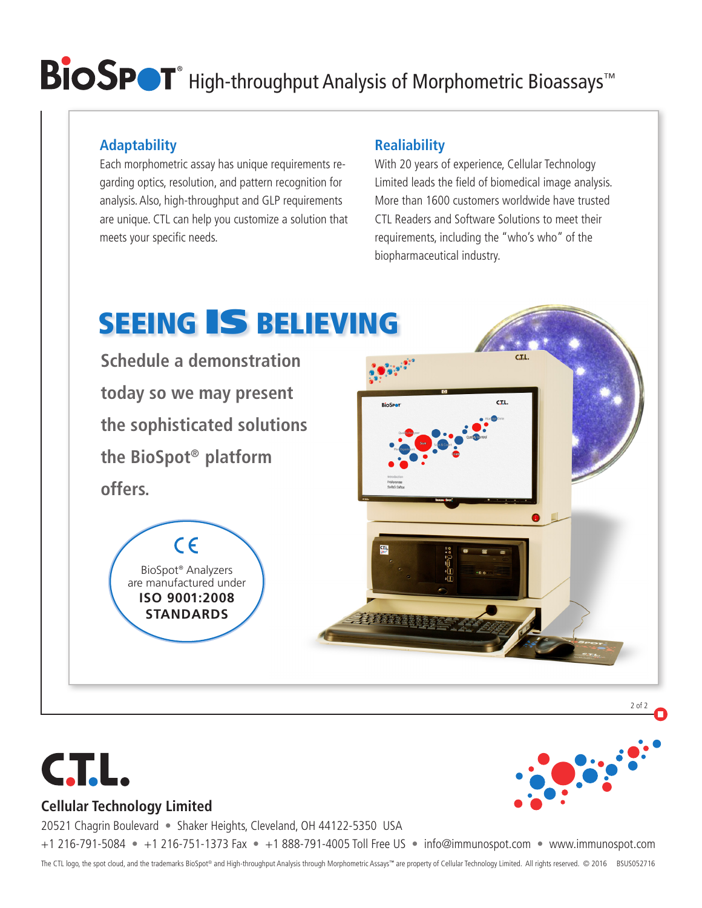# BioSpot® High-throughput Analysis of Morphometric Bioassays™

## Adaptability

Each morphometric assay has unique requirements regarding optics, resolution, and pattern recognition for analysis. Also, high-throughput and GLP requirements are unique. CTL can help you customize a solution that meets your specific needs.

## Realiability

With 20 years of experience, Cellular Technology Limited leads the field of biomedical image analysis. More than 1600 customers worldwide have trusted CTL Readers and Software Solutions to meet their requirements, including the "who's who" of the biopharmaceutical industry.

## SEEING IS BELIEVING

**Schedule a demonstration today so we may present the sophisticated solutions the BioSpot® platform offers.**

CE

BioSpot® Analyzers are manufactured under **ISO 9001:2008 STANDARDS**

**C.T.L.**

**Cellular Technology Limited**

20521 Chagrin Boulevard • Shaker Heights, Cleveland, OH 44122-5350 USA

+1 216-791-5084 • +1 216-751-1373 Fax • +1 888-791-4005 Toll Free US • info@immunospot.com • www.immunospot.com

The CTL logo, the spot cloud, and the trademarks BioSpot® and High-throughput Analysis through Morphometric Assays™ are property of Cellular Technology Limited. All rights reserved. © 2016 BSUS052716